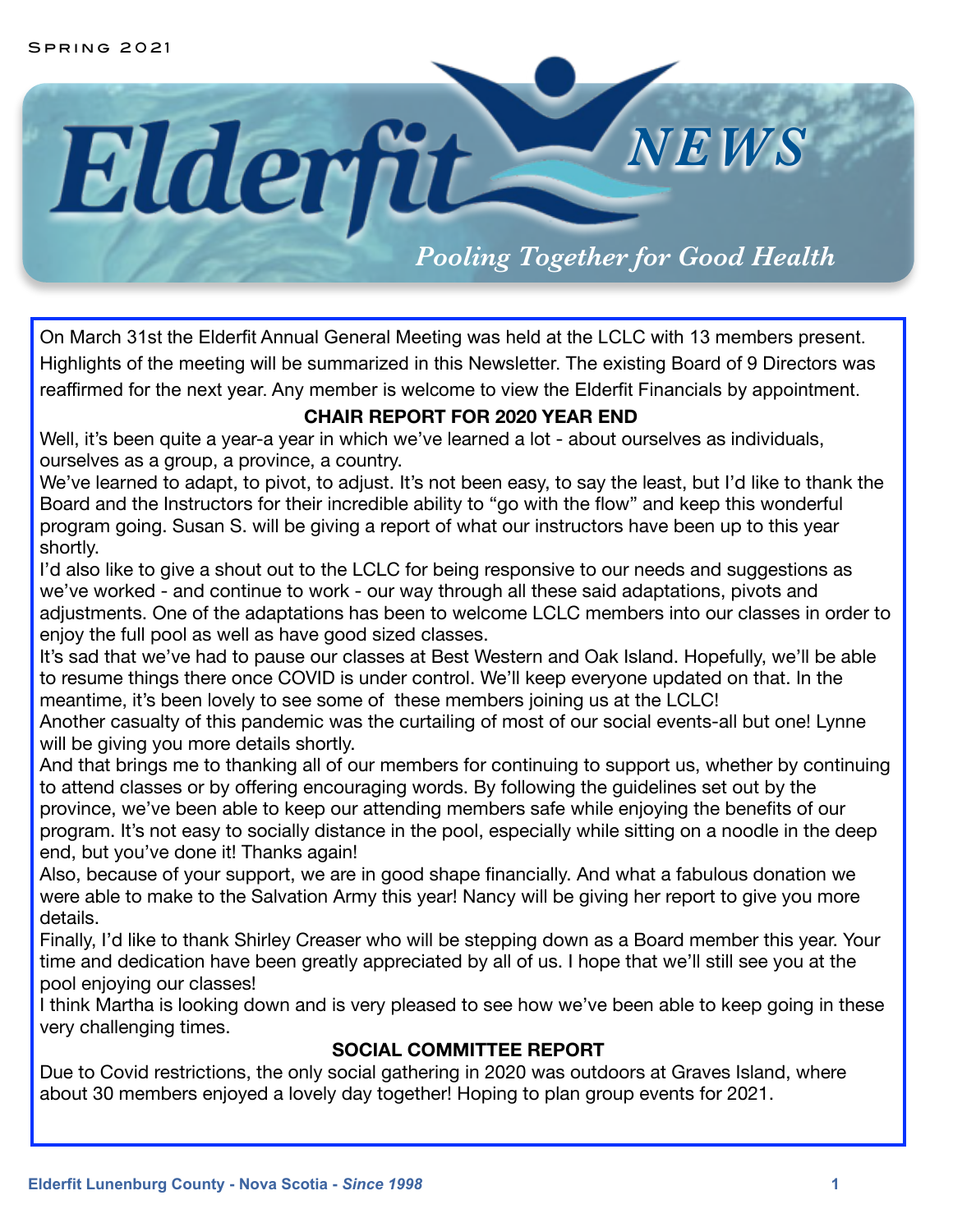# Elderfit NEWS

*Pooling Together for Good Health*

Spring 2021

On March 31st the Elderfit Annual General Meeting was held at the LCLC with 13 members present. Highlights of the meeting will be summarized in this Newsletter. The existing Board of 9 Directors was reaffirmed for the next year. Any member is welcome to view the Elderfit Financials by appointment.

## CHAIR REPORT FOR 2020 YEAR END

Well, it's been quite a year-a year in which we've learned a lot - about ourselves as individuals, ourselves as a group, a province, a country.

We've learned to adapt, to pivot, to adjust. It's not been easy, to say the least, but I'd like to thank the Board and the Instructors for their incredible ability to "go with the flow" and keep this wonderful program going. Susan S. will be giving a report of what our instructors have been up to this year shortly.

I'd also like to give a shout out to the LCLC for being responsive to our needs and suggestions as we've worked - and continue to work - our way through all these said adaptations, pivots and adjustments. One of the adaptations has been to welcome LCLC members into our classes in order to enjoy the full pool as well as have good sized classes.

It's sad that we've had to pause our classes at Best Western and Oak Island. Hopefully, we'll be able to resume things there once COVID is under control. We'll keep everyone updated on that. In the meantime, it's been lovely to see some of these members joining us at the LCLC!

Another casualty of this pandemic was the curtailing of most of our social events-all but one! Lynne will be giving you more details shortly.

And that brings me to thanking all of our members for continuing to support us, whether by continuing to attend classes or by offering encouraging words. By following the guidelines set out by the province, we've been able to keep our attending members safe while enjoying the benefits of our program. It's not easy to socially distance in the pool, especially while sitting on a noodle in the deep end, but you've done it! Thanks again!

Also, because of your support, we are in good shape financially. And what a fabulous donation we were able to make to the Salvation Army this year! Nancy will be giving her report to give you more details.

Finally, I'd like to thank Shirley Creaser who will be stepping down as a Board member this year. Your time and dedication have been greatly appreciated by all of us. I hope that we'll still see you at the pool enjoying our classes!

I think Martha is looking down and is very pleased to see how we've been able to keep going in these very challenging times.

## SOCIAL COMMITTEE REPORT

Due to Covid restrictions, the only social gathering in 2020 was outdoors at Graves Island, where about 30 members enjoyed a lovely day together! Hoping to plan group events for 2021.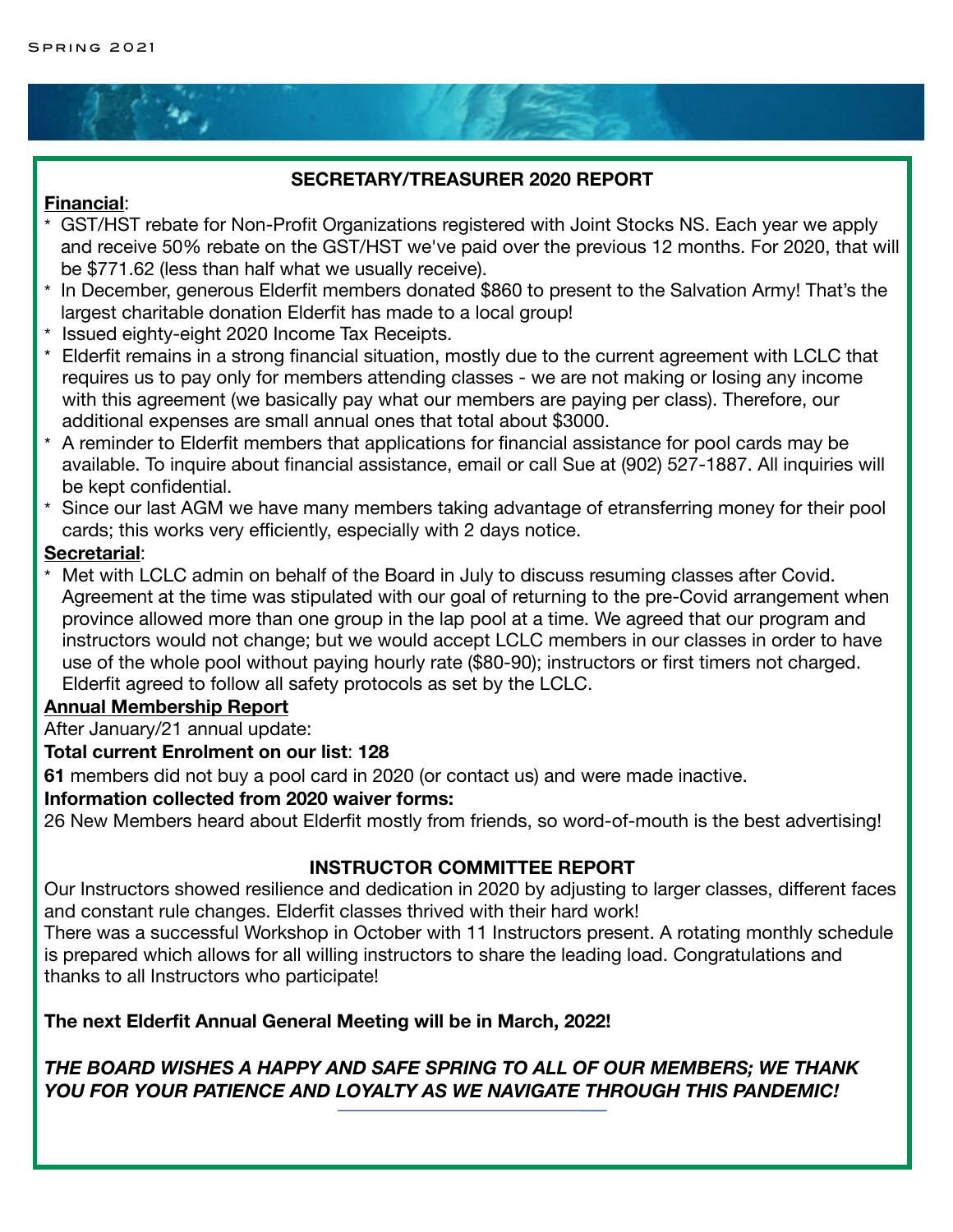## SECRETARY/TREASURER 2020 REPORT

**Financial**:

* GST/HST rebate for Non-Profit Organizations registered with Joint Stocks NS. Each year we apply and receive 50% rebate on the GST/HST we've paid over the previous 12 months. For 2020, that will be $771.62 (less than half what we usually receive).
* In December, generous Elderfit members donated $860 to present to the Salvation Army! That's the largest charitable donation Elderfit has made to a local group!
* Issued eighty-eight 2020 Income Tax Receipts.
* Elderfit remains in a strong financial situation, mostly due to the current agreement with LCLC that requires us to pay only for members attending classes - we are not making or losing any income with this agreement (we basically pay what our members are paying per class). Therefore, our additional expenses are small annual ones that total about $3000.
* A reminder to Elderfit members that applications for financial assistance for pool cards may be available. To inquire about financial assistance, email or call Sue at (902) 527-1887. All inquiries will be kept confidential.
* Since our last AGM we have many members taking advantage of etransferring money for their pool cards; this works very efficiently, especially with 2 days notice.

**Secretarial**:

* Met with LCLC admin on behalf of the Board in July to discuss resuming classes after Covid. Agreement at the time was stipulated with our goal of returning to the pre-Covid arrangement when province allowed more than one group in the lap pool at a time. We agreed that our program and instructors would not change; but we would accept LCLC members in our classes in order to have use of the whole pool without paying hourly rate ($80-90); instructors or first timers not charged. Elderfit agreed to follow all safety protocols as set by the LCLC.

**Annual Membership Report**

After January/21 annual update:

**Total current Enrolment on our list**: **128**

**61** members did not buy a pool card in 2020 (or contact us) and were made inactive.

**Information collected from 2020 waiver forms:**

26 New Members heard about Elderfit mostly from friends, so word-of-mouth is the best advertising!

## INSTRUCTOR COMMITTEE REPORT

Our Instructors showed resilience and dedication in 2020 by adjusting to larger classes, different faces and constant rule changes. Elderfit classes thrived with their hard work!

There was a successful Workshop in October with 11 Instructors present. A rotating monthly schedule is prepared which allows for all willing instructors to share the leading load. Congratulations and thanks to all Instructors who participate!

**The next Elderfit Annual General Meeting will be in March, 2022!**

***THE BOARD WISHES A HAPPY AND SAFE SPRING TO ALL OF OUR MEMBERS; WE THANK YOU FOR YOUR PATIENCE AND LOYALTY AS WE NAVIGATE THROUGH THIS PANDEMIC!***